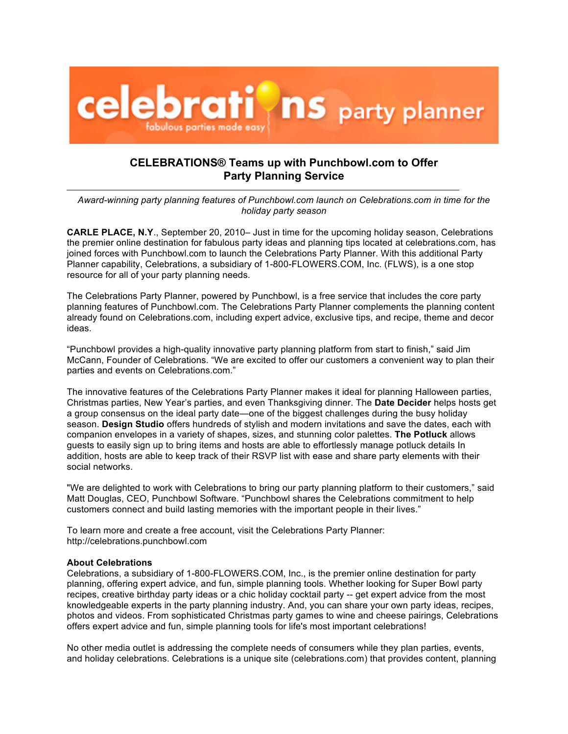# CELEBRATIONS® Teams up with Punchbowl.com to Offer Party Planning Service

*Award-winning party planning features of Punchbowl.com launch on Celebrations.com in time for the holiday party season*

**CARLE PLACE, N.Y**., September 20, 2010– Just in time for the upcoming holiday season, Celebrations the premier online destination for fabulous party ideas and planning tips located at celebrations.com, has joined forces with Punchbowl.com to launch the Celebrations Party Planner. With this additional Party Planner capability, Celebrations, a subsidiary of 1-800-FLOWERS.COM, Inc. (FLWS), is a one stop resource for all of your party planning needs.

The Celebrations Party Planner, powered by Punchbowl, is a free service that includes the core party planning features of Punchbowl.com. The Celebrations Party Planner complements the planning content already found on Celebrations.com, including expert advice, exclusive tips, and recipe, theme and decor ideas.

"Punchbowl provides a high-quality innovative party planning platform from start to finish," said Jim McCann, Founder of Celebrations. "We are excited to offer our customers a convenient way to plan their parties and events on Celebrations.com."

The innovative features of the Celebrations Party Planner makes it ideal for planning Halloween parties, Christmas parties, New Year's parties, and even Thanksgiving dinner. The **Date Decider** helps hosts get a group consensus on the ideal party date—one of the biggest challenges during the busy holiday season. **Design Studio** offers hundreds of stylish and modern invitations and save the dates, each with companion envelopes in a variety of shapes, sizes, and stunning color palettes. **The Potluck** allows guests to easily sign up to bring items and hosts are able to effortlessly manage potluck details In addition, hosts are able to keep track of their RSVP list with ease and share party elements with their social networks.

"We are delighted to work with Celebrations to bring our party planning platform to their customers," said Matt Douglas, CEO, Punchbowl Software. "Punchbowl shares the Celebrations commitment to help customers connect and build lasting memories with the important people in their lives."

To learn more and create a free account, visit the Celebrations Party Planner: http://celebrations.punchbowl.com

**About Celebrations**
Celebrations, a subsidiary of 1-800-FLOWERS.COM, Inc., is the premier online destination for party planning, offering expert advice, and fun, simple planning tools. Whether looking for Super Bowl party recipes, creative birthday party ideas or a chic holiday cocktail party -- get expert advice from the most knowledgeable experts in the party planning industry. And, you can share your own party ideas, recipes, photos and videos. From sophisticated Christmas party games to wine and cheese pairings, Celebrations offers expert advice and fun, simple planning tools for life's most important celebrations!

No other media outlet is addressing the complete needs of consumers while they plan parties, events, and holiday celebrations. Celebrations is a unique site (celebrations.com) that provides content, planning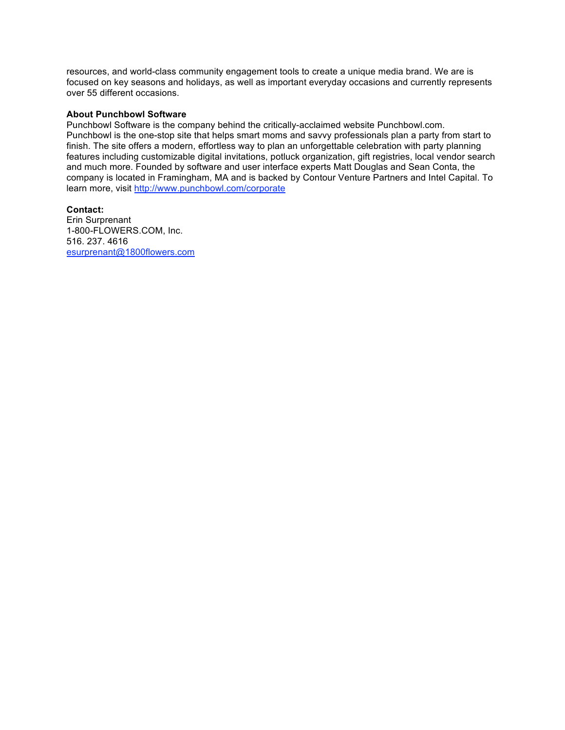resources, and world-class community engagement tools to create a unique media brand. We are is focused on key seasons and holidays, as well as important everyday occasions and currently represents over 55 different occasions.

**About Punchbowl Software**

Punchbowl Software is the company behind the critically-acclaimed website Punchbowl.com. Punchbowl is the one-stop site that helps smart moms and savvy professionals plan a party from start to finish. The site offers a modern, effortless way to plan an unforgettable celebration with party planning features including customizable digital invitations, potluck organization, gift registries, local vendor search and much more. Founded by software and user interface experts Matt Douglas and Sean Conta, the company is located in Framingham, MA and is backed by Contour Venture Partners and Intel Capital. To learn more, visit [http://www.punchbowl.com/corporate](http://www.punchbowl.com/corporate)

**Contact:**

Erin Surprenant
1-800-FLOWERS.COM, Inc.
516. 237. 4616
[esurprenant@1800flowers.com](mailto:esurprenant@1800flowers.com)